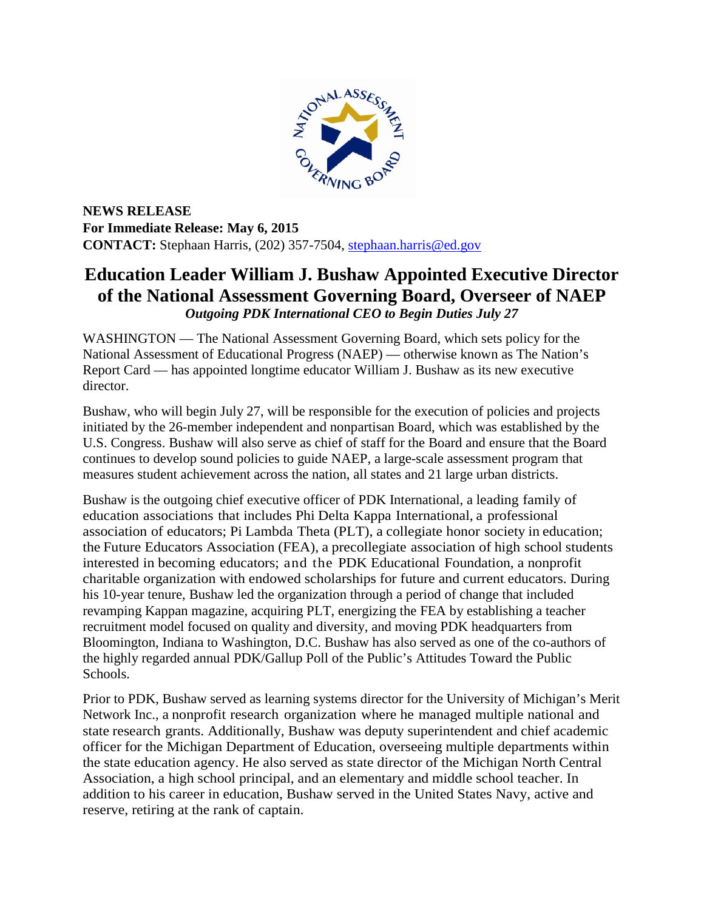**NEWS RELEASE**
**For Immediate Release: May 6, 2015**
**CONTACT:** Stephaan Harris, (202) 357-7504, stephaan.harris@ed.gov

# Education Leader William J. Bushaw Appointed Executive Director of the National Assessment Governing Board, Overseer of NAEP

***Outgoing PDK International CEO to Begin Duties July 27***

WASHINGTON — The National Assessment Governing Board, which sets policy for the National Assessment of Educational Progress (NAEP) — otherwise known as The Nation's Report Card — has appointed longtime educator William J. Bushaw as its new executive director.

Bushaw, who will begin July 27, will be responsible for the execution of policies and projects initiated by the 26-member independent and nonpartisan Board, which was established by the U.S. Congress. Bushaw will also serve as chief of staff for the Board and ensure that the Board continues to develop sound policies to guide NAEP, a large-scale assessment program that measures student achievement across the nation, all states and 21 large urban districts.

Bushaw is the outgoing chief executive officer of PDK International, a leading family of education associations that includes Phi Delta Kappa International, a professional association of educators; Pi Lambda Theta (PLT), a collegiate honor society in education; the Future Educators Association (FEA), a precollegiate association of high school students interested in becoming educators; and the PDK Educational Foundation, a nonprofit charitable organization with endowed scholarships for future and current educators. During his 10-year tenure, Bushaw led the organization through a period of change that included revamping Kappan magazine, acquiring PLT, energizing the FEA by establishing a teacher recruitment model focused on quality and diversity, and moving PDK headquarters from Bloomington, Indiana to Washington, D.C. Bushaw has also served as one of the co-authors of the highly regarded annual PDK/Gallup Poll of the Public's Attitudes Toward the Public Schools.

Prior to PDK, Bushaw served as learning systems director for the University of Michigan's Merit Network Inc., a nonprofit research organization where he managed multiple national and state research grants. Additionally, Bushaw was deputy superintendent and chief academic officer for the Michigan Department of Education, overseeing multiple departments within the state education agency. He also served as state director of the Michigan North Central Association, a high school principal, and an elementary and middle school teacher. In addition to his career in education, Bushaw served in the United States Navy, active and reserve, retiring at the rank of captain.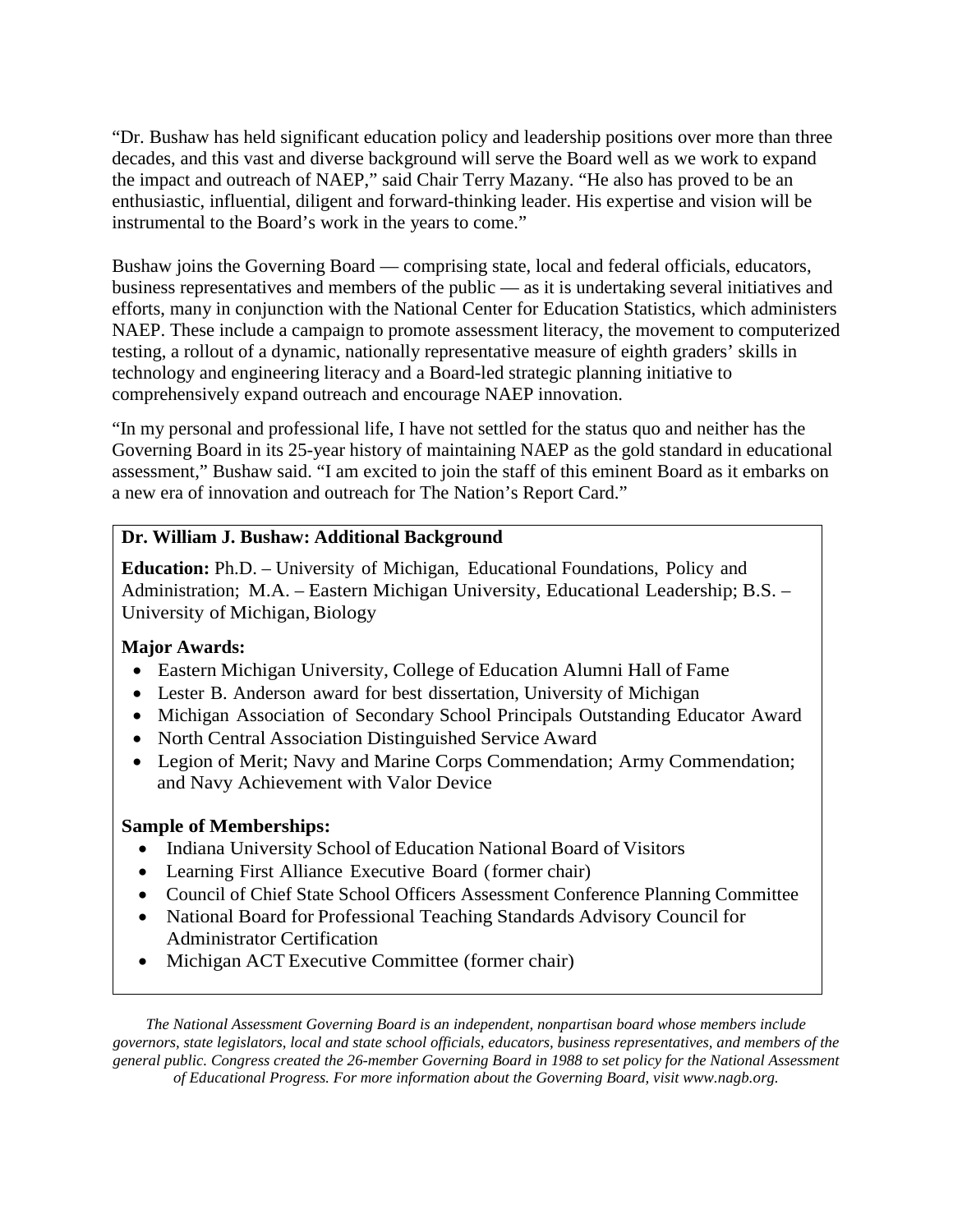"Dr. Bushaw has held significant education policy and leadership positions over more than three decades, and this vast and diverse background will serve the Board well as we work to expand the impact and outreach of NAEP," said Chair Terry Mazany. "He also has proved to be an enthusiastic, influential, diligent and forward-thinking leader. His expertise and vision will be instrumental to the Board's work in the years to come."

Bushaw joins the Governing Board — comprising state, local and federal officials, educators, business representatives and members of the public — as it is undertaking several initiatives and efforts, many in conjunction with the National Center for Education Statistics, which administers NAEP. These include a campaign to promote assessment literacy, the movement to computerized testing, a rollout of a dynamic, nationally representative measure of eighth graders' skills in technology and engineering literacy and a Board-led strategic planning initiative to comprehensively expand outreach and encourage NAEP innovation.

"In my personal and professional life, I have not settled for the status quo and neither has the Governing Board in its 25-year history of maintaining NAEP as the gold standard in educational assessment," Bushaw said. "I am excited to join the staff of this eminent Board as it embarks on a new era of innovation and outreach for The Nation's Report Card."

**Dr. William J. Bushaw: Additional Background**

**Education:** Ph.D. – University of Michigan, Educational Foundations, Policy and Administration; M.A. – Eastern Michigan University, Educational Leadership; B.S. – University of Michigan, Biology

**Major Awards:**

- Eastern Michigan University, College of Education Alumni Hall of Fame
- Lester B. Anderson award for best dissertation, University of Michigan
- Michigan Association of Secondary School Principals Outstanding Educator Award
- North Central Association Distinguished Service Award
- Legion of Merit; Navy and Marine Corps Commendation; Army Commendation; and Navy Achievement with Valor Device

**Sample of Memberships:**

- Indiana University School of Education National Board of Visitors
- Learning First Alliance Executive Board (former chair)
- Council of Chief State School Officers Assessment Conference Planning Committee
- National Board for Professional Teaching Standards Advisory Council for Administrator Certification
- Michigan ACT Executive Committee (former chair)

*The National Assessment Governing Board is an independent, nonpartisan board whose members include governors, state legislators, local and state school officials, educators, business representatives, and members of the general public. Congress created the 26-member Governing Board in 1988 to set policy for the National Assessment of Educational Progress. For more information about the Governing Board, visit www.nagb.org.*